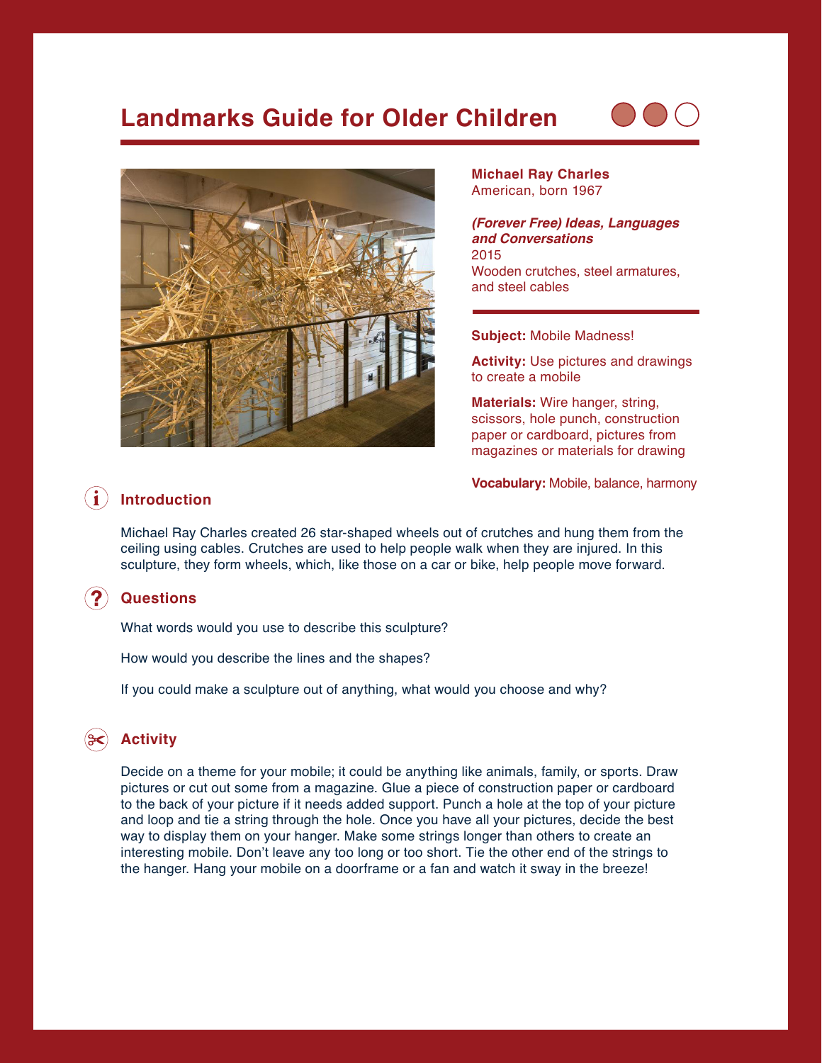# Landmarks Guide for Older Children

**Michael Ray Charles**
American, born 1967

***(Forever Free) Ideas, Languages and Conversations***
2015
Wooden crutches, steel armatures, and steel cables

**Subject:** Mobile Madness!

**Activity:** Use pictures and drawings to create a mobile

**Materials:** Wire hanger, string, scissors, hole punch, construction paper or cardboard, pictures from magazines or materials for drawing

**Vocabulary:** Mobile, balance, harmony

## Introduction

Michael Ray Charles created 26 star-shaped wheels out of crutches and hung them from the ceiling using cables. Crutches are used to help people walk when they are injured. In this sculpture, they form wheels, which, like those on a car or bike, help people move forward.

## Questions

What words would you use to describe this sculpture?

How would you describe the lines and the shapes?

If you could make a sculpture out of anything, what would you choose and why?

## Activity

Decide on a theme for your mobile; it could be anything like animals, family, or sports. Draw pictures or cut out some from a magazine. Glue a piece of construction paper or cardboard to the back of your picture if it needs added support. Punch a hole at the top of your picture and loop and tie a string through the hole. Once you have all your pictures, decide the best way to display them on your hanger. Make some strings longer than others to create an interesting mobile. Don't leave any too long or too short. Tie the other end of the strings to the hanger. Hang your mobile on a doorframe or a fan and watch it sway in the breeze!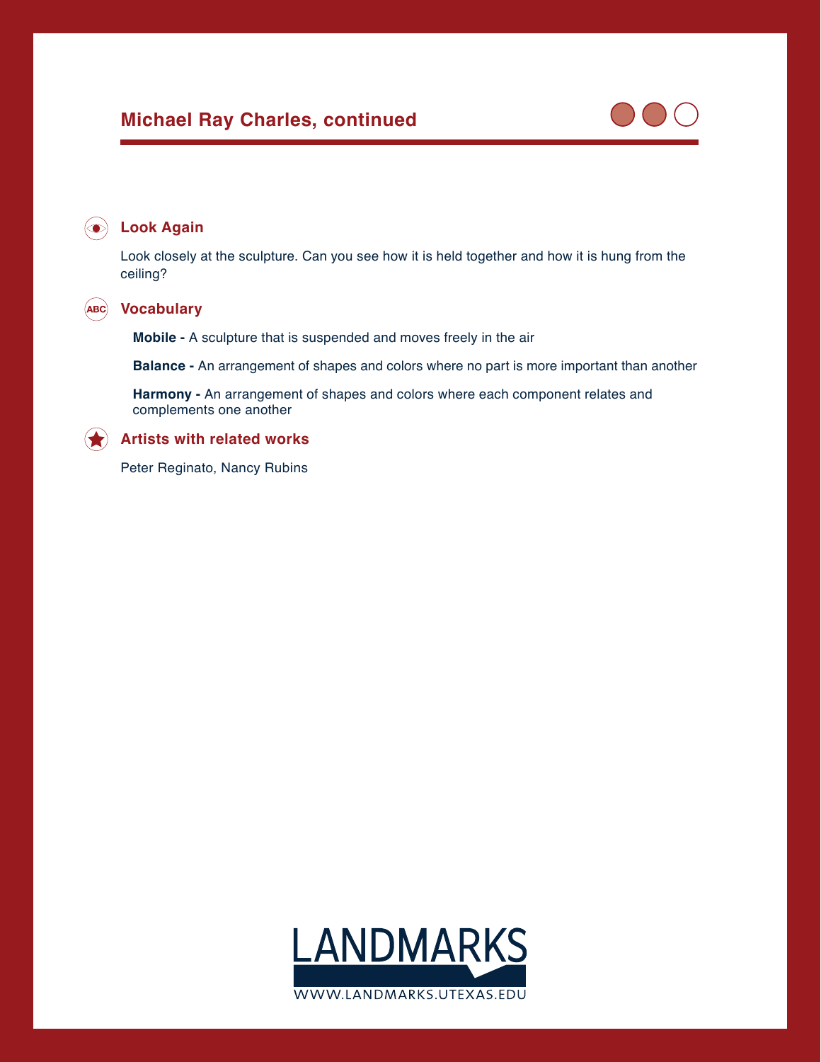## Michael Ray Charles, continued

### Look Again

Look closely at the sculpture. Can you see how it is held together and how it is hung from the ceiling?

### Vocabulary

**Mobile -** A sculpture that is suspended and moves freely in the air

**Balance -** An arrangement of shapes and colors where no part is more important than another

**Harmony -** An arrangement of shapes and colors where each component relates and complements one another

### Artists with related works

Peter Reginato, Nancy Rubins

LANDMARKS

WWW.LANDMARKS.UTEXAS.EDU